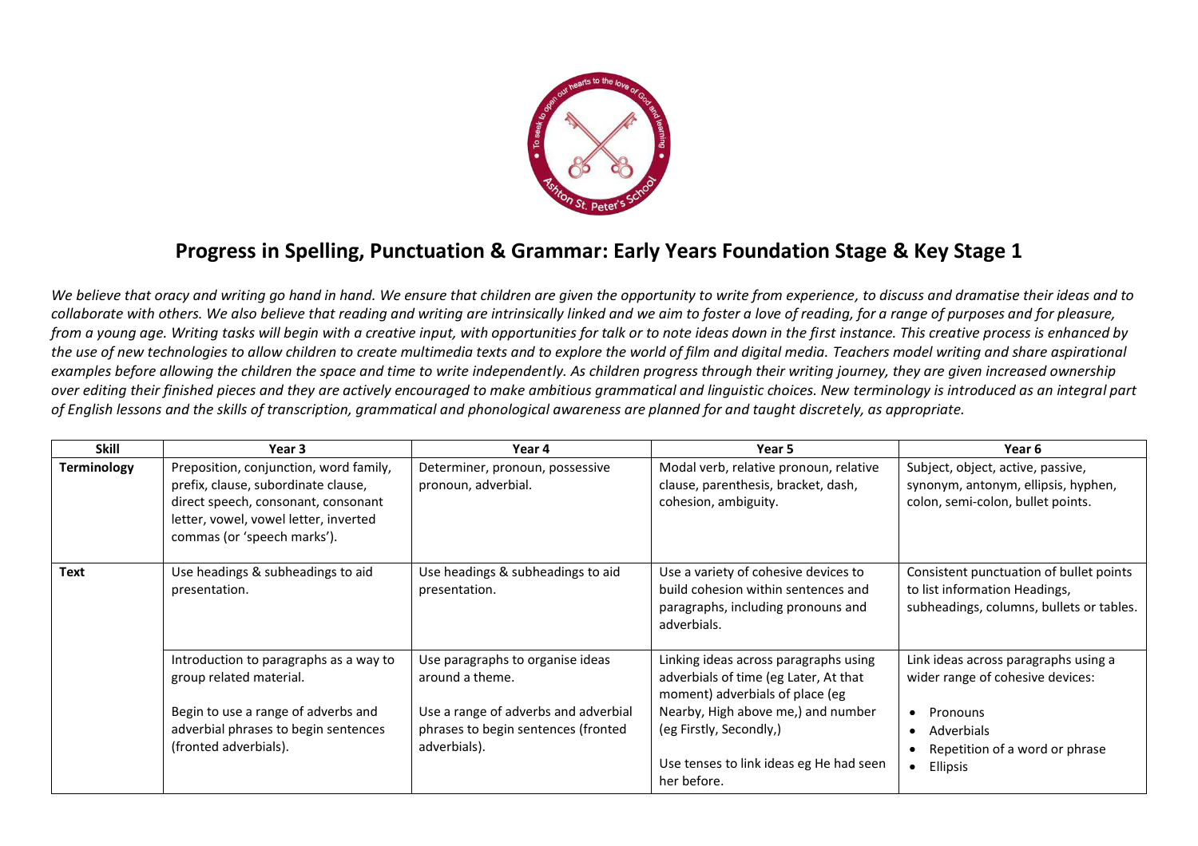# Progress in Spelling, Punctuation & Grammar: Early Years Foundation Stage & Key Stage 1

*We believe that oracy and writing go hand in hand. We ensure that children are given the opportunity to write from experience, to discuss and dramatise their ideas and to collaborate with others. We also believe that reading and writing are intrinsically linked and we aim to foster a love of reading, for a range of purposes and for pleasure, from a young age. Writing tasks will begin with a creative input, with opportunities for talk or to note ideas down in the first instance. This creative process is enhanced by the use of new technologies to allow children to create multimedia texts and to explore the world of film and digital media. Teachers model writing and share aspirational examples before allowing the children the space and time to write independently. As children progress through their writing journey, they are given increased ownership over editing their finished pieces and they are actively encouraged to make ambitious grammatical and linguistic choices. New terminology is introduced as an integral part of English lessons and the skills of transcription, grammatical and phonological awareness are planned for and taught discretely, as appropriate.*

| Skill | Year 3 | Year 4 | Year 5 | Year 6 |
| --- | --- | --- | --- | --- |
| **Terminology** | Preposition, conjunction, word family, prefix, clause, subordinate clause, direct speech, consonant, consonant letter, vowel, vowel letter, inverted commas (or 'speech marks'). | Determiner, pronoun, possessive pronoun, adverbial. | Modal verb, relative pronoun, relative clause, parenthesis, bracket, dash, cohesion, ambiguity. | Subject, object, active, passive, synonym, antonym, ellipsis, hyphen, colon, semi-colon, bullet points. |
| **Text** | Use headings & subheadings to aid presentation. | Use headings & subheadings to aid presentation. | Use a variety of cohesive devices to build cohesion within sentences and paragraphs, including pronouns and adverbials. | Consistent punctuation of bullet points to list information Headings, subheadings, columns, bullets or tables. |
| | Introduction to paragraphs as a way to group related material.<br><br>Begin to use a range of adverbs and adverbial phrases to begin sentences (fronted adverbials). | Use paragraphs to organise ideas around a theme.<br><br>Use a range of adverbs and adverbial phrases to begin sentences (fronted adverbials). | Linking ideas across paragraphs using adverbials of time (eg Later, At that moment) adverbials of place (eg Nearby, High above me,) and number (eg Firstly, Secondly,)<br><br>Use tenses to link ideas eg He had seen her before. | Link ideas across paragraphs using a wider range of cohesive devices:<br>• Pronouns<br>• Adverbials<br>• Repetition of a word or phrase<br>• Ellipsis |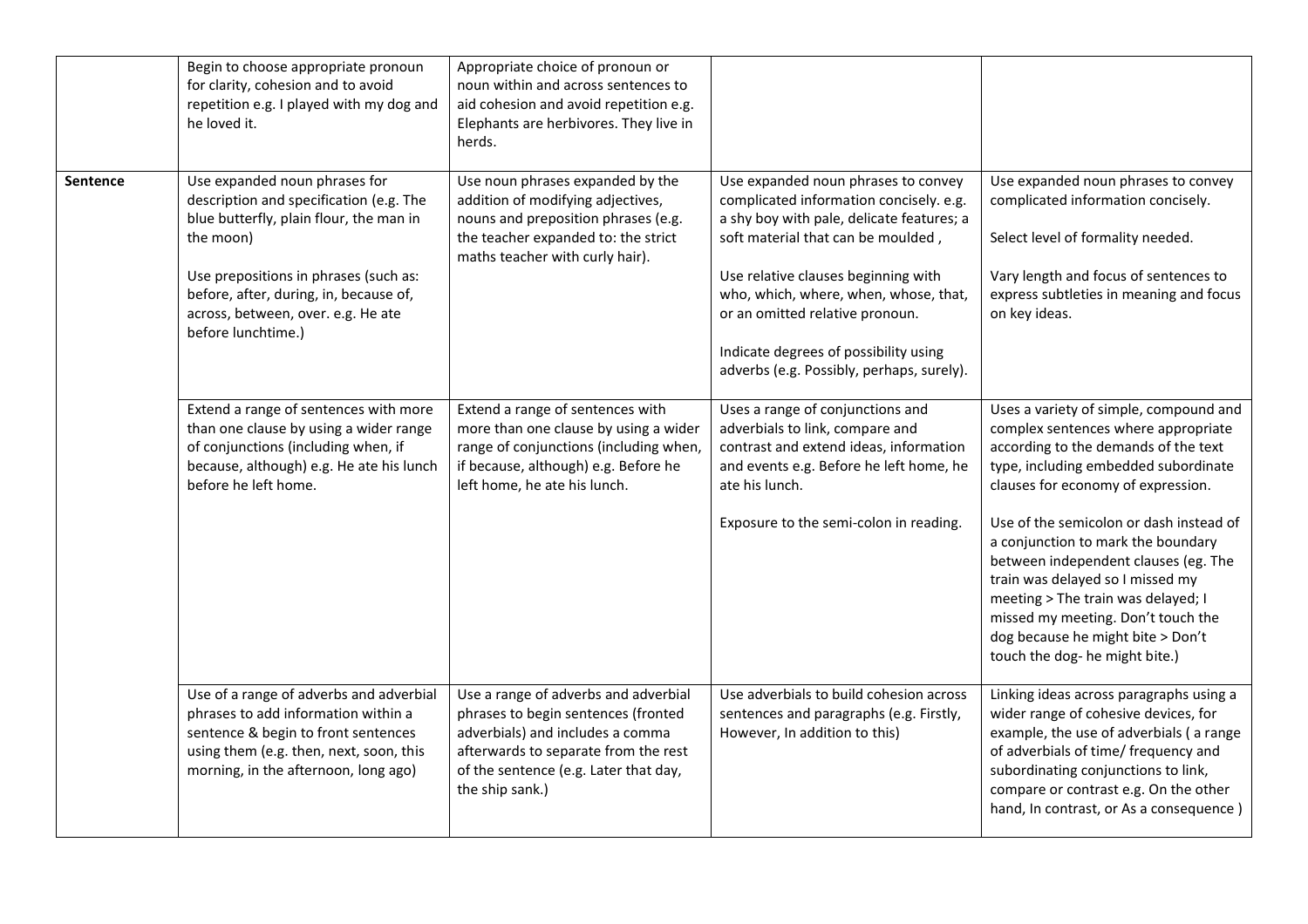| | | | | |
|---|---|---|---|---|
| | Begin to choose appropriate pronoun for clarity, cohesion and to avoid repetition e.g. I played with my dog and he loved it. | Appropriate choice of pronoun or noun within and across sentences to aid cohesion and avoid repetition e.g. Elephants are herbivores. They live in herds. | | |
| **Sentence** | Use expanded noun phrases for description and specification (e.g. The blue butterfly, plain flour, the man in the moon)<br><br>Use prepositions in phrases (such as: before, after, during, in, because of, across, between, over. e.g. He ate before lunchtime.) | Use noun phrases expanded by the addition of modifying adjectives, nouns and preposition phrases (e.g. the teacher expanded to: the strict maths teacher with curly hair). | Use expanded noun phrases to convey complicated information concisely. e.g. a shy boy with pale, delicate features; a soft material that can be moulded ,<br><br>Use relative clauses beginning with who, which, where, when, whose, that, or an omitted relative pronoun.<br><br>Indicate degrees of possibility using adverbs (e.g. Possibly, perhaps, surely). | Use expanded noun phrases to convey complicated information concisely.<br><br>Select level of formality needed.<br><br>Vary length and focus of sentences to express subtleties in meaning and focus on key ideas. |
| | Extend a range of sentences with more than one clause by using a wider range of conjunctions (including when, if because, although) e.g. He ate his lunch before he left home. | Extend a range of sentences with more than one clause by using a wider range of conjunctions (including when, if because, although) e.g. Before he left home, he ate his lunch. | Uses a range of conjunctions and adverbials to link, compare and contrast and extend ideas, information and events e.g. Before he left home, he ate his lunch.<br><br>Exposure to the semi-colon in reading. | Uses a variety of simple, compound and complex sentences where appropriate according to the demands of the text type, including embedded subordinate clauses for economy of expression.<br><br>Use of the semicolon or dash instead of a conjunction to mark the boundary between independent clauses (eg. The train was delayed so I missed my meeting > The train was delayed; I missed my meeting. Don't touch the dog because he might bite > Don't touch the dog- he might bite.) |
| | Use of a range of adverbs and adverbial phrases to add information within a sentence & begin to front sentences using them (e.g. then, next, soon, this morning, in the afternoon, long ago) | Use a range of adverbs and adverbial phrases to begin sentences (fronted adverbials) and includes a comma afterwards to separate from the rest of the sentence (e.g. Later that day, the ship sank.) | Use adverbials to build cohesion across sentences and paragraphs (e.g. Firstly, However, In addition to this) | Linking ideas across paragraphs using a wider range of cohesive devices, for example, the use of adverbials ( a range of adverbials of time/ frequency and subordinating conjunctions to link, compare or contrast e.g. On the other hand, In contrast, or As a consequence ) |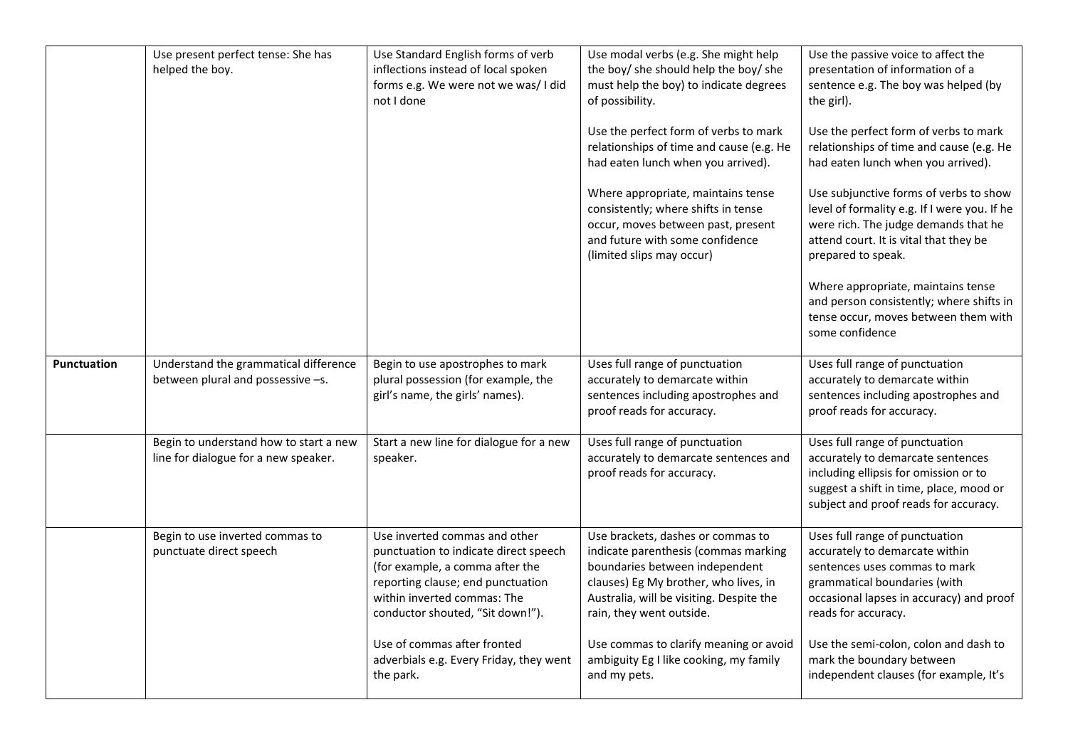| | | | | |
|---|---|---|---|---|
| | Use present perfect tense: She has helped the boy. | Use Standard English forms of verb inflections instead of local spoken forms e.g. We were not we was/ I did not I done | Use modal verbs (e.g. She might help the boy/ she should help the boy/ she must help the boy) to indicate degrees of possibility.<br><br>Use the perfect form of verbs to mark relationships of time and cause (e.g. He had eaten lunch when you arrived).<br><br>Where appropriate, maintains tense consistently; where shifts in tense occur, moves between past, present and future with some confidence (limited slips may occur) | Use the passive voice to affect the presentation of information of a sentence e.g. The boy was helped (by the girl).<br><br>Use the perfect form of verbs to mark relationships of time and cause (e.g. He had eaten lunch when you arrived).<br><br>Use subjunctive forms of verbs to show level of formality e.g. If I were you. If he were rich. The judge demands that he attend court. It is vital that they be prepared to speak.<br><br>Where appropriate, maintains tense and person consistently; where shifts in tense occur, moves between them with some confidence |
| **Punctuation** | Understand the grammatical difference between plural and possessive –s. | Begin to use apostrophes to mark plural possession (for example, the girl's name, the girls' names). | Uses full range of punctuation accurately to demarcate within sentences including apostrophes and proof reads for accuracy. | Uses full range of punctuation accurately to demarcate within sentences including apostrophes and proof reads for accuracy. |
| | Begin to understand how to start a new line for dialogue for a new speaker. | Start a new line for dialogue for a new speaker. | Uses full range of punctuation accurately to demarcate sentences and proof reads for accuracy. | Uses full range of punctuation accurately to demarcate sentences including ellipsis for omission or to suggest a shift in time, place, mood or subject and proof reads for accuracy. |
| | Begin to use inverted commas to punctuate direct speech | Use inverted commas and other punctuation to indicate direct speech (for example, a comma after the reporting clause; end punctuation within inverted commas: The conductor shouted, "Sit down!").<br><br>Use of commas after fronted adverbials e.g. Every Friday, they went the park. | Use brackets, dashes or commas to indicate parenthesis (commas marking boundaries between independent clauses) Eg My brother, who lives, in Australia, will be visiting. Despite the rain, they went outside.<br><br>Use commas to clarify meaning or avoid ambiguity Eg I like cooking, my family and my pets. | Uses full range of punctuation accurately to demarcate within sentences uses commas to mark grammatical boundaries (with occasional lapses in accuracy) and proof reads for accuracy.<br><br>Use the semi-colon, colon and dash to mark the boundary between independent clauses (for example, It's |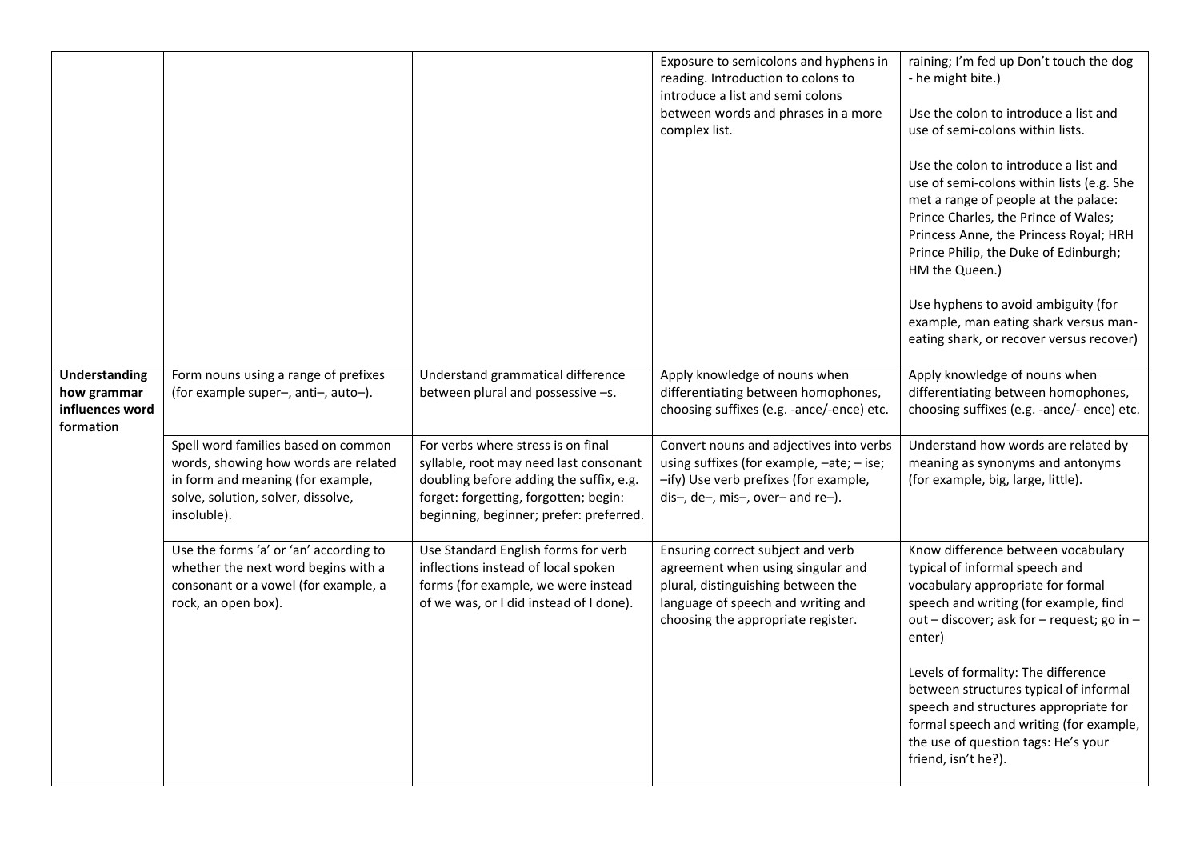| | | | | |
|---|---|---|---|---|
| | | | Exposure to semicolons and hyphens in reading. Introduction to colons to introduce a list and semi colons between words and phrases in a more complex list. | raining; I'm fed up Don't touch the dog - he might bite.)<br><br>Use the colon to introduce a list and use of semi-colons within lists.<br><br>Use the colon to introduce a list and use of semi-colons within lists (e.g. She met a range of people at the palace: Prince Charles, the Prince of Wales; Princess Anne, the Princess Royal; HRH Prince Philip, the Duke of Edinburgh; HM the Queen.)<br><br>Use hyphens to avoid ambiguity (for example, man eating shark versus man-eating shark, or recover versus recover) |
| **Understanding how grammar influences word formation** | Form nouns using a range of prefixes (for example super–, anti–, auto–). | Understand grammatical difference between plural and possessive –s. | Apply knowledge of nouns when differentiating between homophones, choosing suffixes (e.g. -ance/-ence) etc. | Apply knowledge of nouns when differentiating between homophones, choosing suffixes (e.g. -ance/- ence) etc. |
| | Spell word families based on common words, showing how words are related in form and meaning (for example, solve, solution, solver, dissolve, insoluble). | For verbs where stress is on final syllable, root may need last consonant doubling before adding the suffix, e.g. forget: forgetting, forgotten; begin: beginning, beginner; prefer: preferred. | Convert nouns and adjectives into verbs using suffixes (for example, –ate; – ise; –ify) Use verb prefixes (for example, dis–, de–, mis–, over– and re–). | Understand how words are related by meaning as synonyms and antonyms (for example, big, large, little). |
| | Use the forms 'a' or 'an' according to whether the next word begins with a consonant or a vowel (for example, a rock, an open box). | Use Standard English forms for verb inflections instead of local spoken forms (for example, we were instead of we was, or I did instead of I done). | Ensuring correct subject and verb agreement when using singular and plural, distinguishing between the language of speech and writing and choosing the appropriate register. | Know difference between vocabulary typical of informal speech and vocabulary appropriate for formal speech and writing (for example, find out – discover; ask for – request; go in – enter)<br><br>Levels of formality: The difference between structures typical of informal speech and structures appropriate for formal speech and writing (for example, the use of question tags: He's your friend, isn't he?). |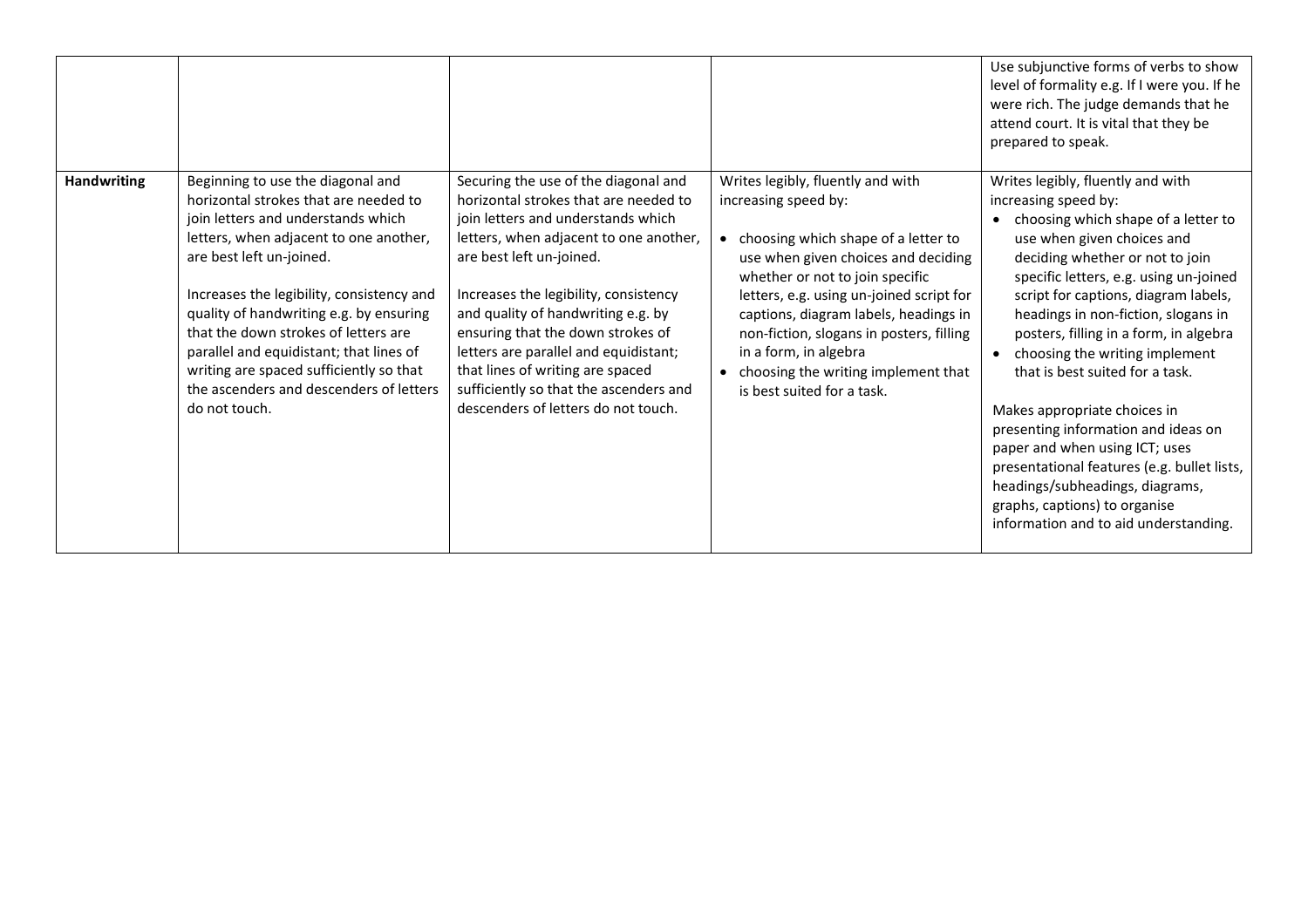| | | | | |
|---|---|---|---|---|
| | | | | Use subjunctive forms of verbs to show level of formality e.g. If I were you. If he were rich. The judge demands that he attend court. It is vital that they be prepared to speak. |
| **Handwriting** | Beginning to use the diagonal and horizontal strokes that are needed to join letters and understands which letters, when adjacent to one another, are best left un-joined.<br><br>Increases the legibility, consistency and quality of handwriting e.g. by ensuring that the down strokes of letters are parallel and equidistant; that lines of writing are spaced sufficiently so that the ascenders and descenders of letters do not touch. | Securing the use of the diagonal and horizontal strokes that are needed to join letters and understands which letters, when adjacent to one another, are best left un-joined.<br><br>Increases the legibility, consistency and quality of handwriting e.g. by ensuring that the down strokes of letters are parallel and equidistant; that lines of writing are spaced sufficiently so that the ascenders and descenders of letters do not touch. | Writes legibly, fluently and with increasing speed by:<br><br>• choosing which shape of a letter to use when given choices and deciding whether or not to join specific letters, e.g. using un-joined script for captions, diagram labels, headings in non-fiction, slogans in posters, filling in a form, in algebra<br>• choosing the writing implement that is best suited for a task. | Writes legibly, fluently and with increasing speed by:<br>• choosing which shape of a letter to use when given choices and deciding whether or not to join specific letters, e.g. using un-joined script for captions, diagram labels, headings in non-fiction, slogans in posters, filling in a form, in algebra<br>• choosing the writing implement that is best suited for a task.<br><br>Makes appropriate choices in presenting information and ideas on paper and when using ICT; uses presentational features (e.g. bullet lists, headings/subheadings, diagrams, graphs, captions) to organise information and to aid understanding. |